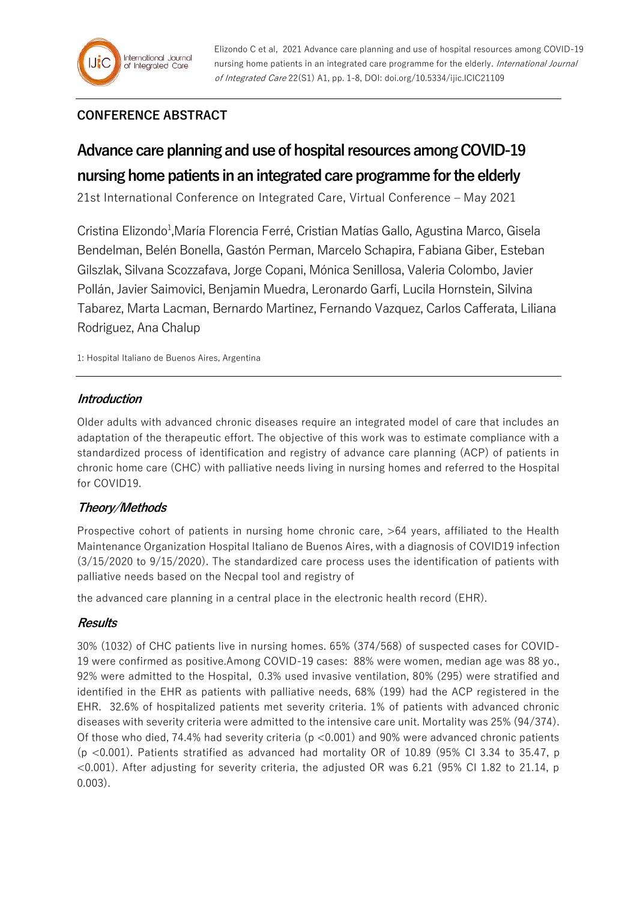## CONFERENCE ABSTRACT

# Advance care planning and use of hospital resources among COVID-19 nursing home patients in an integrated care programme for the elderly

21st International Conference on Integrated Care, Virtual Conference – May 2021

Cristina Elizondo[1],María Florencia Ferré, Cristian Matías Gallo, Agustina Marco, Gisela Bendelman, Belén Bonella, Gastón Perman, Marcelo Schapira, Fabiana Giber, Esteban Gilszlak, Silvana Scozzafava, Jorge Copani, Mónica Senillosa, Valeria Colombo, Javier Pollán, Javier Saimovici, Benjamin Muedra, Leronardo Garfi, Lucila Hornstein, Silvina Tabarez, Marta Lacman, Bernardo Martinez, Fernando Vazquez, Carlos Cafferata, Liliana Rodriguez, Ana Chalup

1: Hospital Italiano de Buenos Aires, Argentina

### *Introduction*

Older adults with advanced chronic diseases require an integrated model of care that includes an adaptation of the therapeutic effort. The objective of this work was to estimate compliance with a standardized process of identification and registry of advance care planning (ACP) of patients in chronic home care (CHC) with palliative needs living in nursing homes and referred to the Hospital for COVID19.

### *Theory/Methods*

Prospective cohort of patients in nursing home chronic care, >64 years, affiliated to the Health Maintenance Organization Hospital Italiano de Buenos Aires, with a diagnosis of COVID19 infection (3/15/2020 to 9/15/2020). The standardized care process uses the identification of patients with palliative needs based on the Necpal tool and registry of

the advanced care planning in a central place in the electronic health record (EHR).

### *Results*

30% (1032) of CHC patients live in nursing homes. 65% (374/568) of suspected cases for COVID-19 were confirmed as positive.Among COVID-19 cases: 88% were women, median age was 88 yo., 92% were admitted to the Hospital, 0.3% used invasive ventilation, 80% (295) were stratified and identified in the EHR as patients with palliative needs, 68% (199) had the ACP registered in the EHR. 32.6% of hospitalized patients met severity criteria. 1% of patients with advanced chronic diseases with severity criteria were admitted to the intensive care unit. Mortality was 25% (94/374). Of those who died, 74.4% had severity criteria ($p < 0.001$) and 90% were advanced chronic patients ($p < 0.001$). Patients stratified as advanced had mortality OR of 10.89 (95% CI 3.34 to 35.47, $p < 0.001$). After adjusting for severity criteria, the adjusted OR was 6.21 (95% CI 1.82 to 21.14, p 0.003).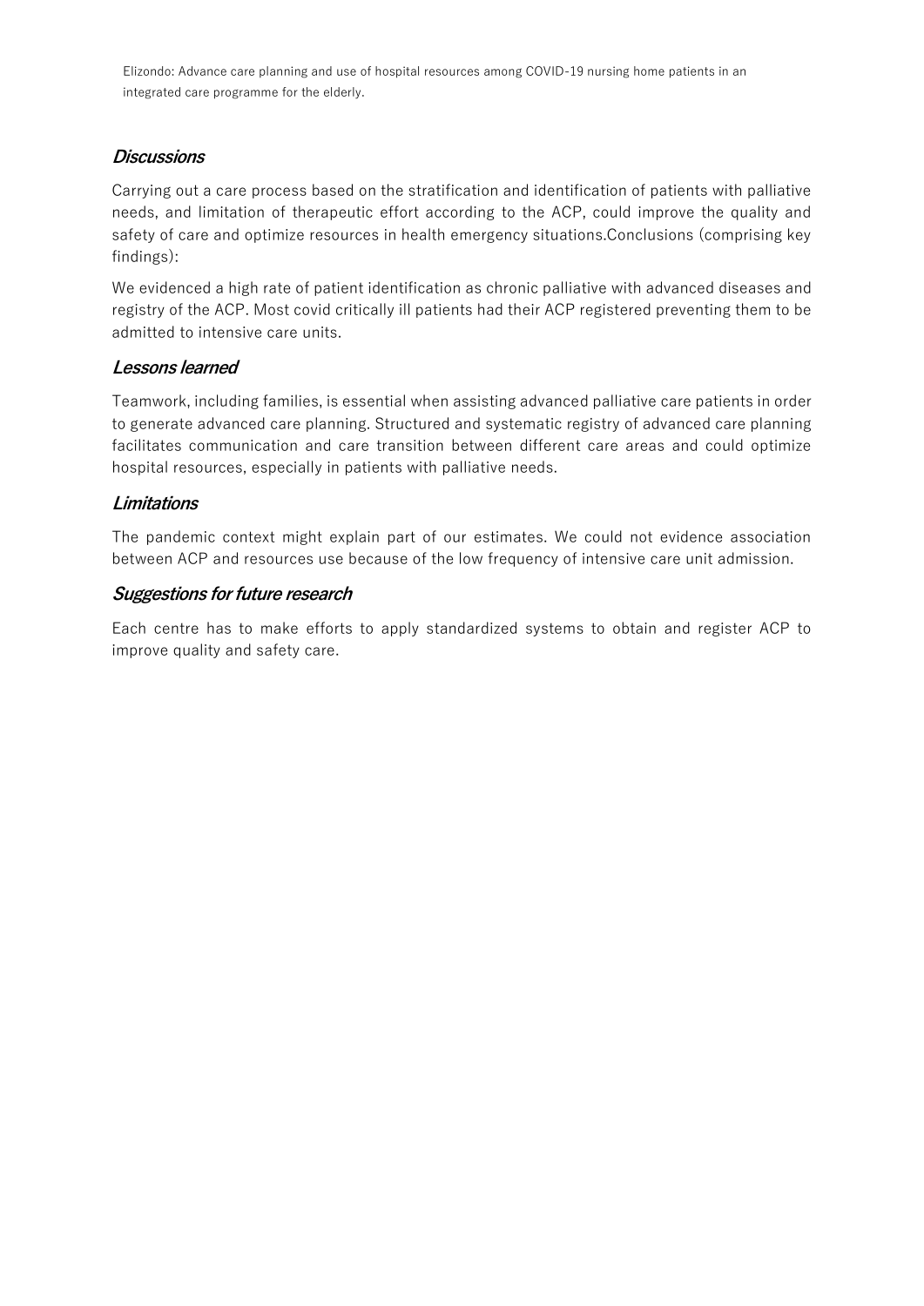## *Discussions*

Carrying out a care process based on the stratification and identification of patients with palliative needs, and limitation of therapeutic effort according to the ACP, could improve the quality and safety of care and optimize resources in health emergency situations.Conclusions (comprising key findings):

We evidenced a high rate of patient identification as chronic palliative with advanced diseases and registry of the ACP. Most covid critically ill patients had their ACP registered preventing them to be admitted to intensive care units.

## *Lessons learned*

Teamwork, including families, is essential when assisting advanced palliative care patients in order to generate advanced care planning. Structured and systematic registry of advanced care planning facilitates communication and care transition between different care areas and could optimize hospital resources, especially in patients with palliative needs.

## *Limitations*

The pandemic context might explain part of our estimates. We could not evidence association between ACP and resources use because of the low frequency of intensive care unit admission.

## *Suggestions for future research*

Each centre has to make efforts to apply standardized systems to obtain and register ACP to improve quality and safety care.